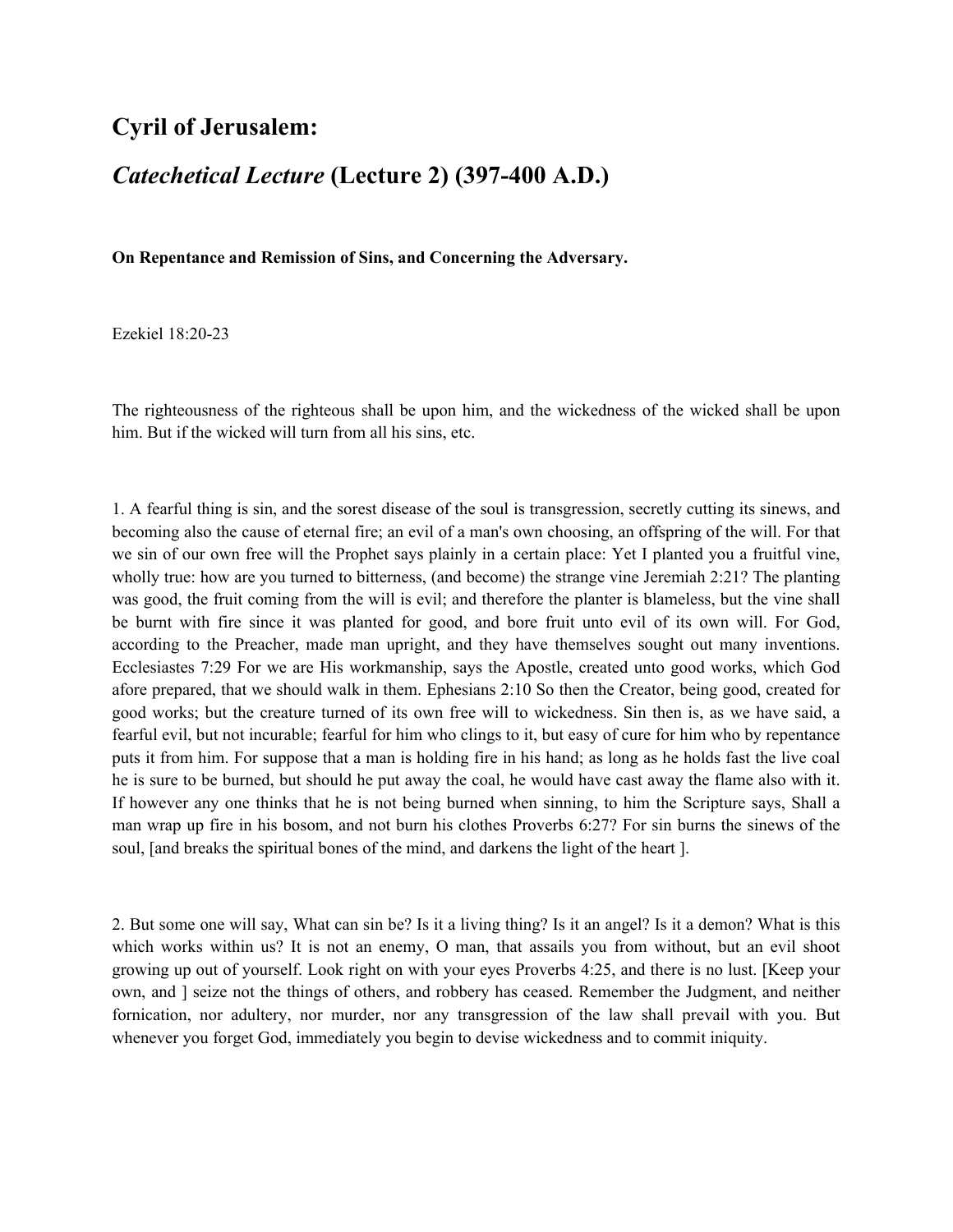## Cyril of Jerusalem:

## *Catechetical Lecture* (Lecture 2) (397-400 A.D.)

**On Repentance and Remission of Sins, and Concerning the Adversary.**

Ezekiel 18:20-23

The righteousness of the righteous shall be upon him, and the wickedness of the wicked shall be upon him. But if the wicked will turn from all his sins, etc.

1. A fearful thing is sin, and the sorest disease of the soul is transgression, secretly cutting its sinews, and becoming also the cause of eternal fire; an evil of a man's own choosing, an offspring of the will. For that we sin of our own free will the Prophet says plainly in a certain place: Yet I planted you a fruitful vine, wholly true: how are you turned to bitterness, (and become) the strange vine Jeremiah 2:21? The planting was good, the fruit coming from the will is evil; and therefore the planter is blameless, but the vine shall be burnt with fire since it was planted for good, and bore fruit unto evil of its own will. For God, according to the Preacher, made man upright, and they have themselves sought out many inventions. Ecclesiastes 7:29 For we are His workmanship, says the Apostle, created unto good works, which God afore prepared, that we should walk in them. Ephesians 2:10 So then the Creator, being good, created for good works; but the creature turned of its own free will to wickedness. Sin then is, as we have said, a fearful evil, but not incurable; fearful for him who clings to it, but easy of cure for him who by repentance puts it from him. For suppose that a man is holding fire in his hand; as long as he holds fast the live coal he is sure to be burned, but should he put away the coal, he would have cast away the flame also with it. If however any one thinks that he is not being burned when sinning, to him the Scripture says, Shall a man wrap up fire in his bosom, and not burn his clothes Proverbs 6:27? For sin burns the sinews of the soul, [and breaks the spiritual bones of the mind, and darkens the light of the heart ].

2. But some one will say, What can sin be? Is it a living thing? Is it an angel? Is it a demon? What is this which works within us? It is not an enemy, O man, that assails you from without, but an evil shoot growing up out of yourself. Look right on with your eyes Proverbs 4:25, and there is no lust. [Keep your own, and ] seize not the things of others, and robbery has ceased. Remember the Judgment, and neither fornication, nor adultery, nor murder, nor any transgression of the law shall prevail with you. But whenever you forget God, immediately you begin to devise wickedness and to commit iniquity.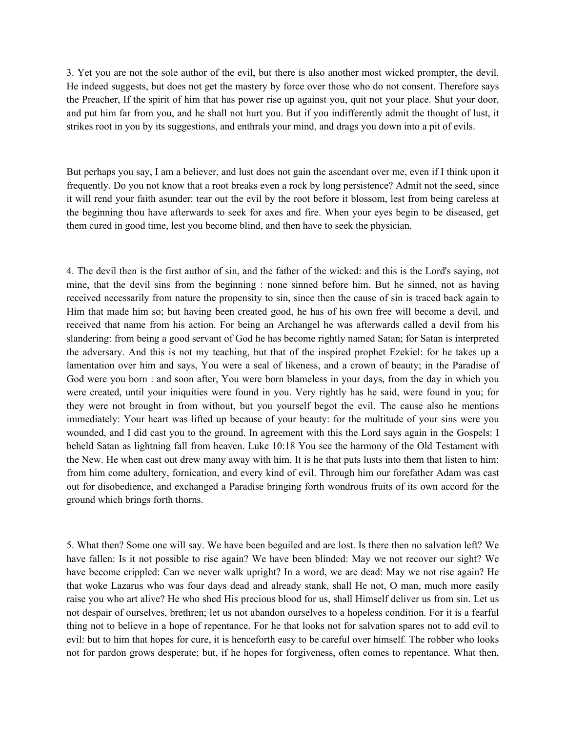3. Yet you are not the sole author of the evil, but there is also another most wicked prompter, the devil. He indeed suggests, but does not get the mastery by force over those who do not consent. Therefore says the Preacher, If the spirit of him that has power rise up against you, quit not your place. Shut your door, and put him far from you, and he shall not hurt you. But if you indifferently admit the thought of lust, it strikes root in you by its suggestions, and enthrals your mind, and drags you down into a pit of evils.

But perhaps you say, I am a believer, and lust does not gain the ascendant over me, even if I think upon it frequently. Do you not know that a root breaks even a rock by long persistence? Admit not the seed, since it will rend your faith asunder: tear out the evil by the root before it blossom, lest from being careless at the beginning thou have afterwards to seek for axes and fire. When your eyes begin to be diseased, get them cured in good time, lest you become blind, and then have to seek the physician.

4. The devil then is the first author of sin, and the father of the wicked: and this is the Lord's saying, not mine, that the devil sins from the beginning : none sinned before him. But he sinned, not as having received necessarily from nature the propensity to sin, since then the cause of sin is traced back again to Him that made him so; but having been created good, he has of his own free will become a devil, and received that name from his action. For being an Archangel he was afterwards called a devil from his slandering: from being a good servant of God he has become rightly named Satan; for Satan is interpreted the adversary. And this is not my teaching, but that of the inspired prophet Ezekiel: for he takes up a lamentation over him and says, You were a seal of likeness, and a crown of beauty; in the Paradise of God were you born : and soon after, You were born blameless in your days, from the day in which you were created, until your iniquities were found in you. Very rightly has he said, were found in you; for they were not brought in from without, but you yourself begot the evil. The cause also he mentions immediately: Your heart was lifted up because of your beauty: for the multitude of your sins were you wounded, and I did cast you to the ground. In agreement with this the Lord says again in the Gospels: I beheld Satan as lightning fall from heaven. Luke 10:18 You see the harmony of the Old Testament with the New. He when cast out drew many away with him. It is he that puts lusts into them that listen to him: from him come adultery, fornication, and every kind of evil. Through him our forefather Adam was cast out for disobedience, and exchanged a Paradise bringing forth wondrous fruits of its own accord for the ground which brings forth thorns.

5. What then? Some one will say. We have been beguiled and are lost. Is there then no salvation left? We have fallen: Is it not possible to rise again? We have been blinded: May we not recover our sight? We have become crippled: Can we never walk upright? In a word, we are dead: May we not rise again? He that woke Lazarus who was four days dead and already stank, shall He not, O man, much more easily raise you who art alive? He who shed His precious blood for us, shall Himself deliver us from sin. Let us not despair of ourselves, brethren; let us not abandon ourselves to a hopeless condition. For it is a fearful thing not to believe in a hope of repentance. For he that looks not for salvation spares not to add evil to evil: but to him that hopes for cure, it is henceforth easy to be careful over himself. The robber who looks not for pardon grows desperate; but, if he hopes for forgiveness, often comes to repentance. What then,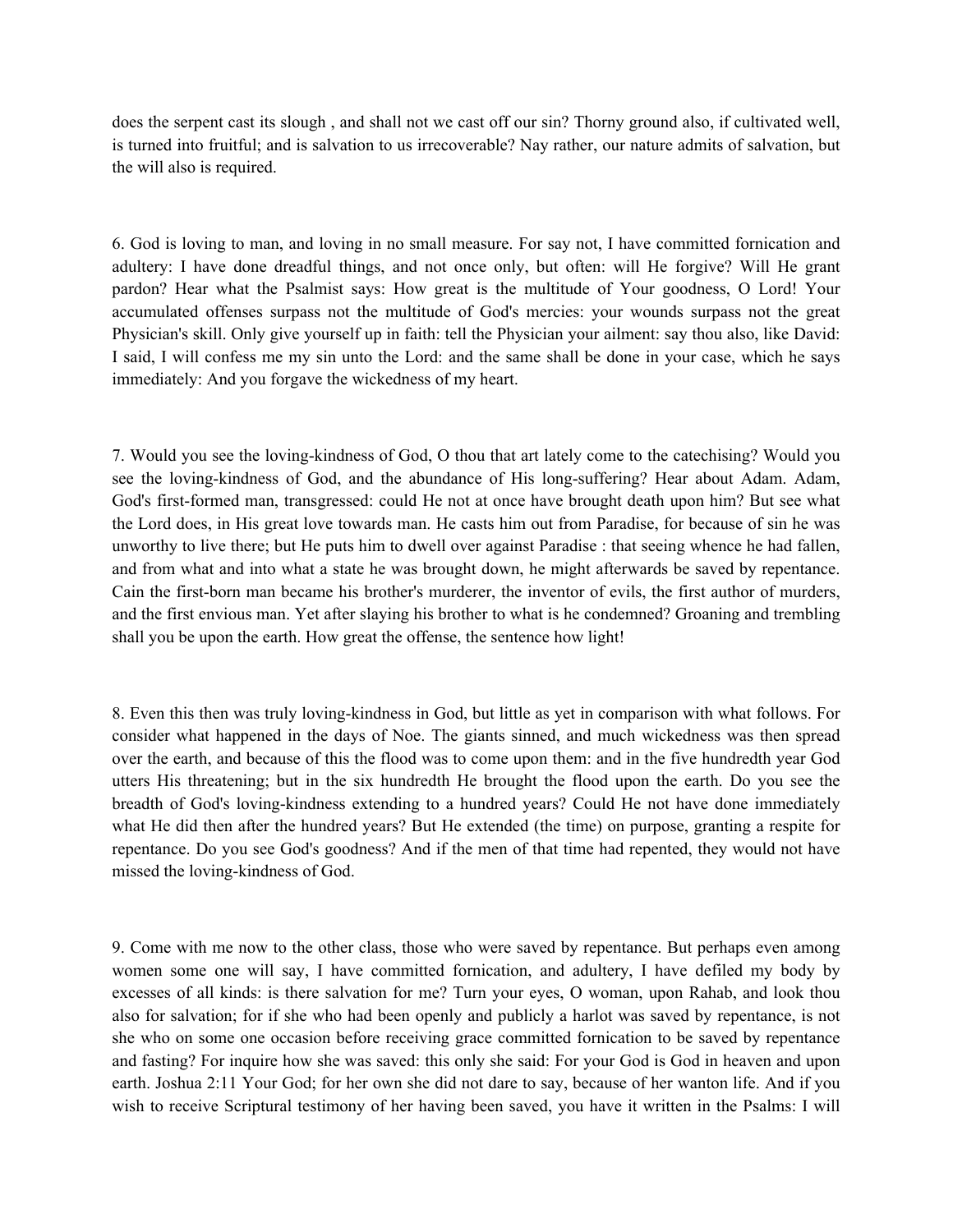does the serpent cast its slough , and shall not we cast off our sin? Thorny ground also, if cultivated well, is turned into fruitful; and is salvation to us irrecoverable? Nay rather, our nature admits of salvation, but the will also is required.

6. God is loving to man, and loving in no small measure. For say not, I have committed fornication and adultery: I have done dreadful things, and not once only, but often: will He forgive? Will He grant pardon? Hear what the Psalmist says: How great is the multitude of Your goodness, O Lord! Your accumulated offenses surpass not the multitude of God's mercies: your wounds surpass not the great Physician's skill. Only give yourself up in faith: tell the Physician your ailment: say thou also, like David: I said, I will confess me my sin unto the Lord: and the same shall be done in your case, which he says immediately: And you forgave the wickedness of my heart.

7. Would you see the loving-kindness of God, O thou that art lately come to the catechising? Would you see the loving-kindness of God, and the abundance of His long-suffering? Hear about Adam. Adam, God's first-formed man, transgressed: could He not at once have brought death upon him? But see what the Lord does, in His great love towards man. He casts him out from Paradise, for because of sin he was unworthy to live there; but He puts him to dwell over against Paradise : that seeing whence he had fallen, and from what and into what a state he was brought down, he might afterwards be saved by repentance. Cain the first-born man became his brother's murderer, the inventor of evils, the first author of murders, and the first envious man. Yet after slaying his brother to what is he condemned? Groaning and trembling shall you be upon the earth. How great the offense, the sentence how light!

8. Even this then was truly loving-kindness in God, but little as yet in comparison with what follows. For consider what happened in the days of Noe. The giants sinned, and much wickedness was then spread over the earth, and because of this the flood was to come upon them: and in the five hundredth year God utters His threatening; but in the six hundredth He brought the flood upon the earth. Do you see the breadth of God's loving-kindness extending to a hundred years? Could He not have done immediately what He did then after the hundred years? But He extended (the time) on purpose, granting a respite for repentance. Do you see God's goodness? And if the men of that time had repented, they would not have missed the loving-kindness of God.

9. Come with me now to the other class, those who were saved by repentance. But perhaps even among women some one will say, I have committed fornication, and adultery, I have defiled my body by excesses of all kinds: is there salvation for me? Turn your eyes, O woman, upon Rahab, and look thou also for salvation; for if she who had been openly and publicly a harlot was saved by repentance, is not she who on some one occasion before receiving grace committed fornication to be saved by repentance and fasting? For inquire how she was saved: this only she said: For your God is God in heaven and upon earth. Joshua 2:11 Your God; for her own she did not dare to say, because of her wanton life. And if you wish to receive Scriptural testimony of her having been saved, you have it written in the Psalms: I will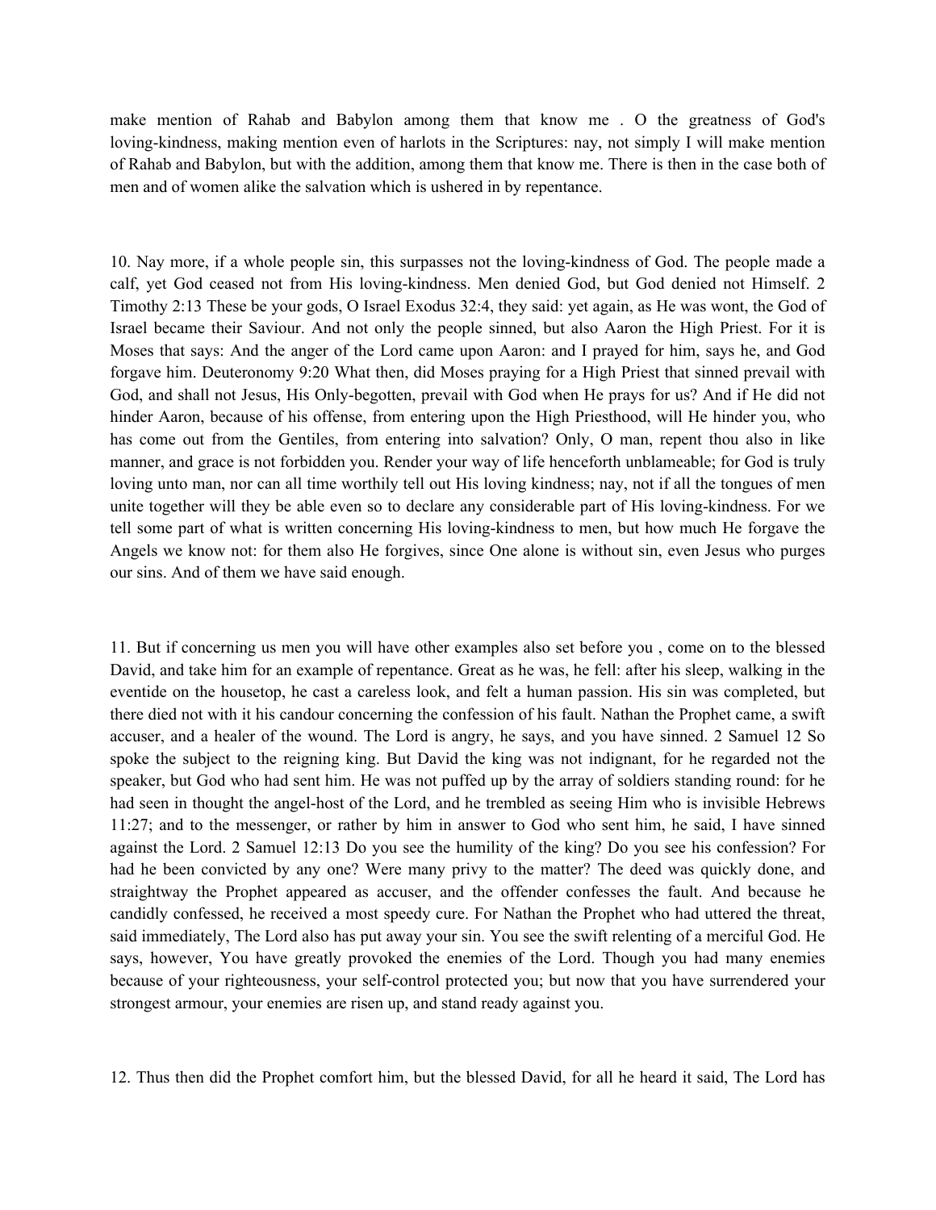make mention of Rahab and Babylon among them that know me . O the greatness of God's loving-kindness, making mention even of harlots in the Scriptures: nay, not simply I will make mention of Rahab and Babylon, but with the addition, among them that know me. There is then in the case both of men and of women alike the salvation which is ushered in by repentance.

10. Nay more, if a whole people sin, this surpasses not the loving-kindness of God. The people made a calf, yet God ceased not from His loving-kindness. Men denied God, but God denied not Himself. 2 Timothy 2:13 These be your gods, O Israel Exodus 32:4, they said: yet again, as He was wont, the God of Israel became their Saviour. And not only the people sinned, but also Aaron the High Priest. For it is Moses that says: And the anger of the Lord came upon Aaron: and I prayed for him, says he, and God forgave him. Deuteronomy 9:20 What then, did Moses praying for a High Priest that sinned prevail with God, and shall not Jesus, His Only-begotten, prevail with God when He prays for us? And if He did not hinder Aaron, because of his offense, from entering upon the High Priesthood, will He hinder you, who has come out from the Gentiles, from entering into salvation? Only, O man, repent thou also in like manner, and grace is not forbidden you. Render your way of life henceforth unblameable; for God is truly loving unto man, nor can all time worthily tell out His loving kindness; nay, not if all the tongues of men unite together will they be able even so to declare any considerable part of His loving-kindness. For we tell some part of what is written concerning His loving-kindness to men, but how much He forgave the Angels we know not: for them also He forgives, since One alone is without sin, even Jesus who purges our sins. And of them we have said enough.

11. But if concerning us men you will have other examples also set before you , come on to the blessed David, and take him for an example of repentance. Great as he was, he fell: after his sleep, walking in the eventide on the housetop, he cast a careless look, and felt a human passion. His sin was completed, but there died not with it his candour concerning the confession of his fault. Nathan the Prophet came, a swift accuser, and a healer of the wound. The Lord is angry, he says, and you have sinned. 2 Samuel 12 So spoke the subject to the reigning king. But David the king was not indignant, for he regarded not the speaker, but God who had sent him. He was not puffed up by the array of soldiers standing round: for he had seen in thought the angel-host of the Lord, and he trembled as seeing Him who is invisible Hebrews 11:27; and to the messenger, or rather by him in answer to God who sent him, he said, I have sinned against the Lord. 2 Samuel 12:13 Do you see the humility of the king? Do you see his confession? For had he been convicted by any one? Were many privy to the matter? The deed was quickly done, and straightway the Prophet appeared as accuser, and the offender confesses the fault. And because he candidly confessed, he received a most speedy cure. For Nathan the Prophet who had uttered the threat, said immediately, The Lord also has put away your sin. You see the swift relenting of a merciful God. He says, however, You have greatly provoked the enemies of the Lord. Though you had many enemies because of your righteousness, your self-control protected you; but now that you have surrendered your strongest armour, your enemies are risen up, and stand ready against you.

12. Thus then did the Prophet comfort him, but the blessed David, for all he heard it said, The Lord has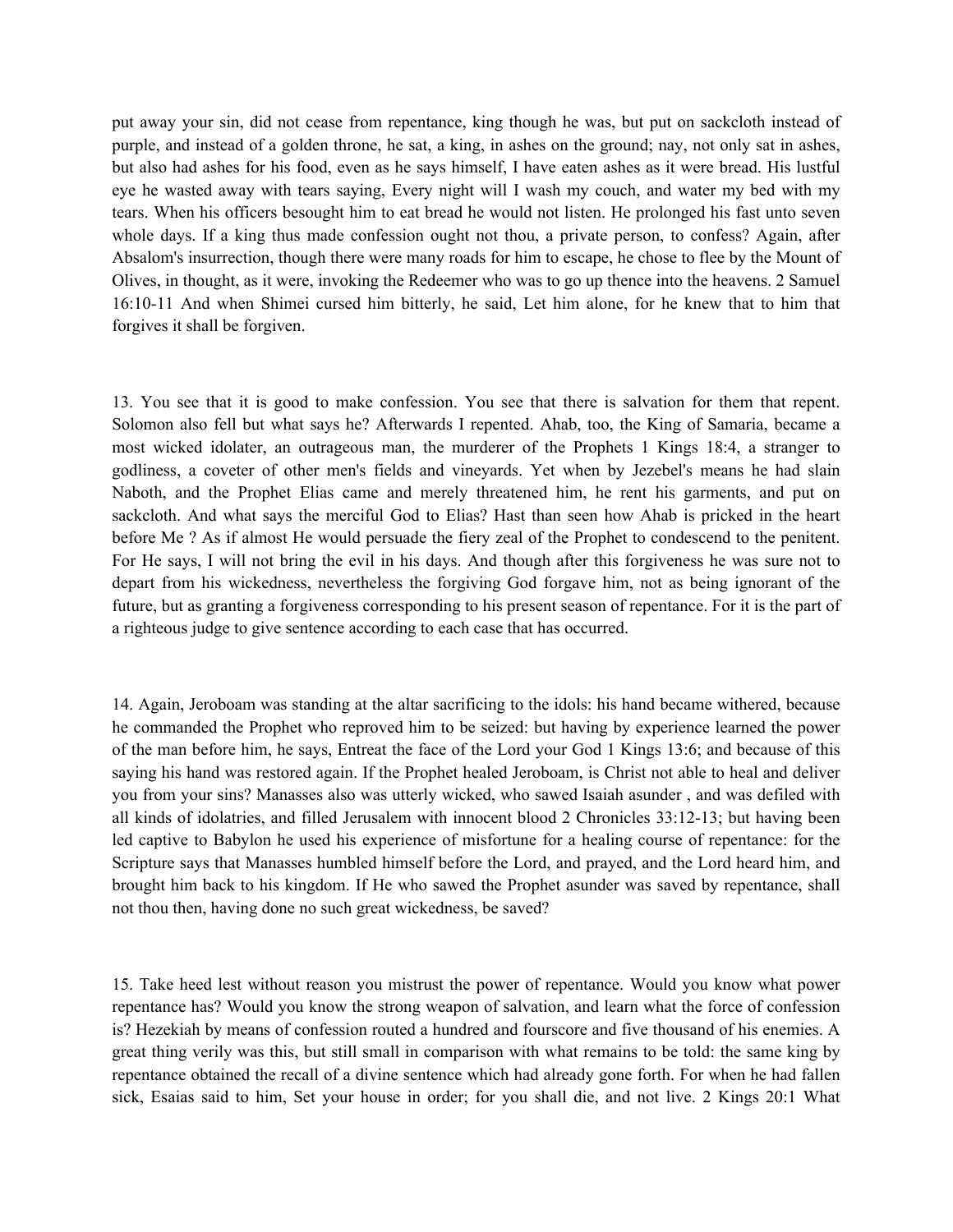put away your sin, did not cease from repentance, king though he was, but put on sackcloth instead of purple, and instead of a golden throne, he sat, a king, in ashes on the ground; nay, not only sat in ashes, but also had ashes for his food, even as he says himself, I have eaten ashes as it were bread. His lustful eye he wasted away with tears saying, Every night will I wash my couch, and water my bed with my tears. When his officers besought him to eat bread he would not listen. He prolonged his fast unto seven whole days. If a king thus made confession ought not thou, a private person, to confess? Again, after Absalom's insurrection, though there were many roads for him to escape, he chose to flee by the Mount of Olives, in thought, as it were, invoking the Redeemer who was to go up thence into the heavens. 2 Samuel 16:10-11 And when Shimei cursed him bitterly, he said, Let him alone, for he knew that to him that forgives it shall be forgiven.

13. You see that it is good to make confession. You see that there is salvation for them that repent. Solomon also fell but what says he? Afterwards I repented. Ahab, too, the King of Samaria, became a most wicked idolater, an outrageous man, the murderer of the Prophets 1 Kings 18:4, a stranger to godliness, a coveter of other men's fields and vineyards. Yet when by Jezebel's means he had slain Naboth, and the Prophet Elias came and merely threatened him, he rent his garments, and put on sackcloth. And what says the merciful God to Elias? Hast than seen how Ahab is pricked in the heart before Me ? As if almost He would persuade the fiery zeal of the Prophet to condescend to the penitent. For He says, I will not bring the evil in his days. And though after this forgiveness he was sure not to depart from his wickedness, nevertheless the forgiving God forgave him, not as being ignorant of the future, but as granting a forgiveness corresponding to his present season of repentance. For it is the part of a righteous judge to give sentence according to each case that has occurred.

14. Again, Jeroboam was standing at the altar sacrificing to the idols: his hand became withered, because he commanded the Prophet who reproved him to be seized: but having by experience learned the power of the man before him, he says, Entreat the face of the Lord your God 1 Kings 13:6; and because of this saying his hand was restored again. If the Prophet healed Jeroboam, is Christ not able to heal and deliver you from your sins? Manasses also was utterly wicked, who sawed Isaiah asunder , and was defiled with all kinds of idolatries, and filled Jerusalem with innocent blood 2 Chronicles 33:12-13; but having been led captive to Babylon he used his experience of misfortune for a healing course of repentance: for the Scripture says that Manasses humbled himself before the Lord, and prayed, and the Lord heard him, and brought him back to his kingdom. If He who sawed the Prophet asunder was saved by repentance, shall not thou then, having done no such great wickedness, be saved?

15. Take heed lest without reason you mistrust the power of repentance. Would you know what power repentance has? Would you know the strong weapon of salvation, and learn what the force of confession is? Hezekiah by means of confession routed a hundred and fourscore and five thousand of his enemies. A great thing verily was this, but still small in comparison with what remains to be told: the same king by repentance obtained the recall of a divine sentence which had already gone forth. For when he had fallen sick, Esaias said to him, Set your house in order; for you shall die, and not live. 2 Kings 20:1 What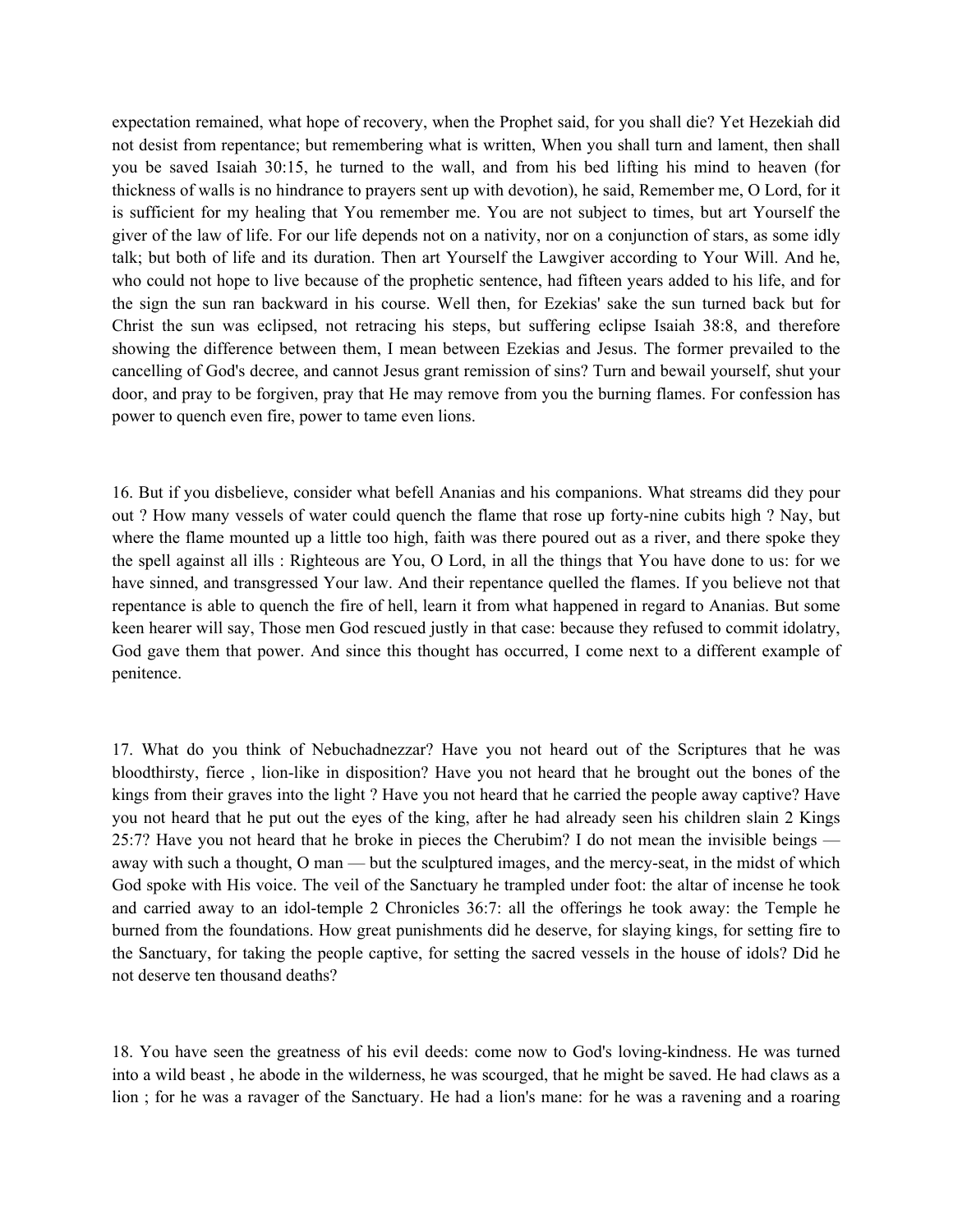expectation remained, what hope of recovery, when the Prophet said, for you shall die? Yet Hezekiah did not desist from repentance; but remembering what is written, When you shall turn and lament, then shall you be saved Isaiah 30:15, he turned to the wall, and from his bed lifting his mind to heaven (for thickness of walls is no hindrance to prayers sent up with devotion), he said, Remember me, O Lord, for it is sufficient for my healing that You remember me. You are not subject to times, but art Yourself the giver of the law of life. For our life depends not on a nativity, nor on a conjunction of stars, as some idly talk; but both of life and its duration. Then art Yourself the Lawgiver according to Your Will. And he, who could not hope to live because of the prophetic sentence, had fifteen years added to his life, and for the sign the sun ran backward in his course. Well then, for Ezekias' sake the sun turned back but for Christ the sun was eclipsed, not retracing his steps, but suffering eclipse Isaiah 38:8, and therefore showing the difference between them, I mean between Ezekias and Jesus. The former prevailed to the cancelling of God's decree, and cannot Jesus grant remission of sins? Turn and bewail yourself, shut your door, and pray to be forgiven, pray that He may remove from you the burning flames. For confession has power to quench even fire, power to tame even lions.

16. But if you disbelieve, consider what befell Ananias and his companions. What streams did they pour out ? How many vessels of water could quench the flame that rose up forty-nine cubits high ? Nay, but where the flame mounted up a little too high, faith was there poured out as a river, and there spoke they the spell against all ills : Righteous are You, O Lord, in all the things that You have done to us: for we have sinned, and transgressed Your law. And their repentance quelled the flames. If you believe not that repentance is able to quench the fire of hell, learn it from what happened in regard to Ananias. But some keen hearer will say, Those men God rescued justly in that case: because they refused to commit idolatry, God gave them that power. And since this thought has occurred, I come next to a different example of penitence.

17. What do you think of Nebuchadnezzar? Have you not heard out of the Scriptures that he was bloodthirsty, fierce , lion-like in disposition? Have you not heard that he brought out the bones of the kings from their graves into the light ? Have you not heard that he carried the people away captive? Have you not heard that he put out the eyes of the king, after he had already seen his children slain 2 Kings 25:7? Have you not heard that he broke in pieces the Cherubim? I do not mean the invisible beings — away with such a thought, O man — but the sculptured images, and the mercy-seat, in the midst of which God spoke with His voice. The veil of the Sanctuary he trampled under foot: the altar of incense he took and carried away to an idol-temple 2 Chronicles 36:7: all the offerings he took away: the Temple he burned from the foundations. How great punishments did he deserve, for slaying kings, for setting fire to the Sanctuary, for taking the people captive, for setting the sacred vessels in the house of idols? Did he not deserve ten thousand deaths?

18. You have seen the greatness of his evil deeds: come now to God's loving-kindness. He was turned into a wild beast , he abode in the wilderness, he was scourged, that he might be saved. He had claws as a lion ; for he was a ravager of the Sanctuary. He had a lion's mane: for he was a ravening and a roaring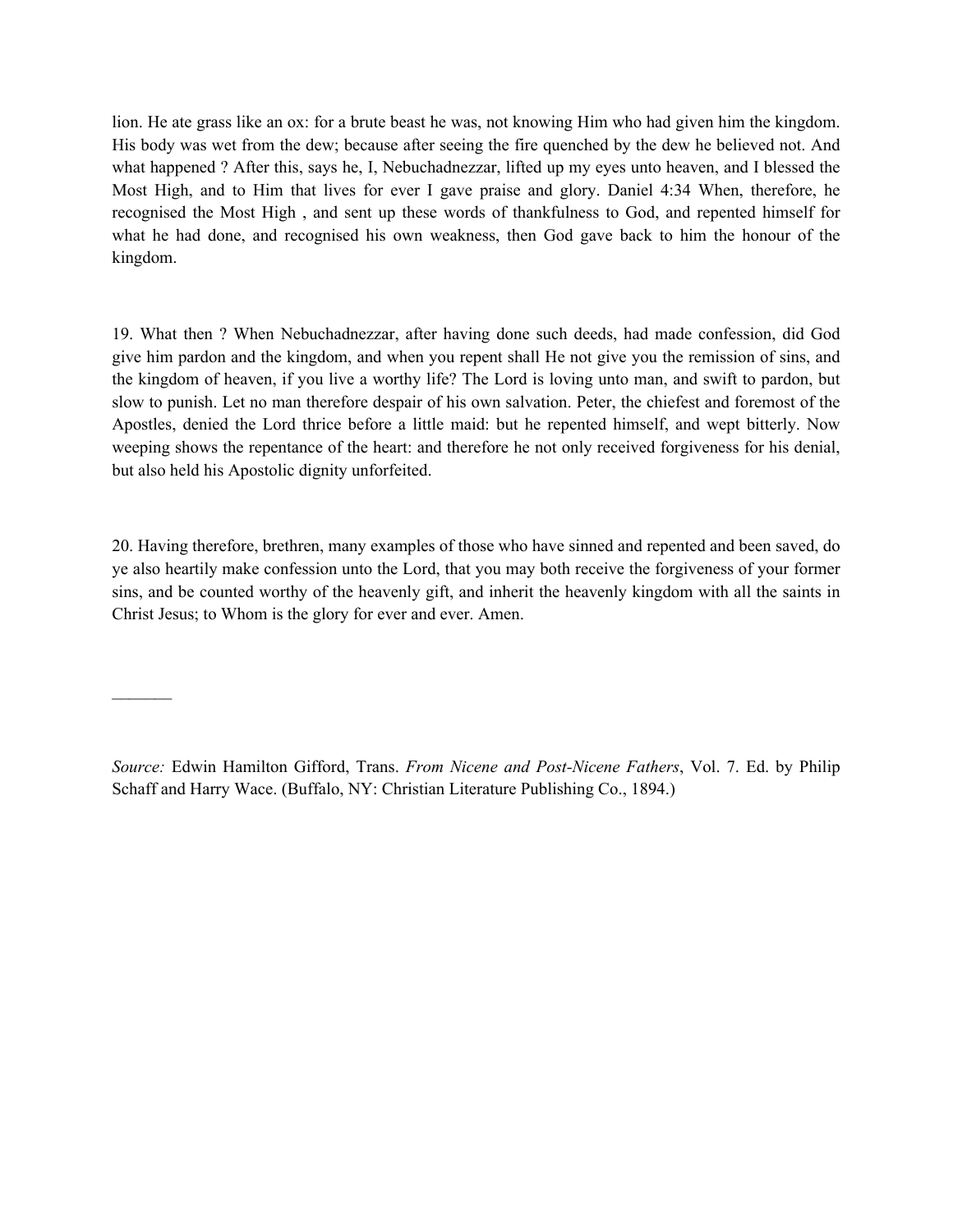lion. He ate grass like an ox: for a brute beast he was, not knowing Him who had given him the kingdom. His body was wet from the dew; because after seeing the fire quenched by the dew he believed not. And what happened ? After this, says he, I, Nebuchadnezzar, lifted up my eyes unto heaven, and I blessed the Most High, and to Him that lives for ever I gave praise and glory. Daniel 4:34 When, therefore, he recognised the Most High , and sent up these words of thankfulness to God, and repented himself for what he had done, and recognised his own weakness, then God gave back to him the honour of the kingdom.

19. What then ? When Nebuchadnezzar, after having done such deeds, had made confession, did God give him pardon and the kingdom, and when you repent shall He not give you the remission of sins, and the kingdom of heaven, if you live a worthy life? The Lord is loving unto man, and swift to pardon, but slow to punish. Let no man therefore despair of his own salvation. Peter, the chiefest and foremost of the Apostles, denied the Lord thrice before a little maid: but he repented himself, and wept bitterly. Now weeping shows the repentance of the heart: and therefore he not only received forgiveness for his denial, but also held his Apostolic dignity unforfeited.

20. Having therefore, brethren, many examples of those who have sinned and repented and been saved, do ye also heartily make confession unto the Lord, that you may both receive the forgiveness of your former sins, and be counted worthy of the heavenly gift, and inherit the heavenly kingdom with all the saints in Christ Jesus; to Whom is the glory for ever and ever. Amen.

———

*Source:* Edwin Hamilton Gifford, Trans. *From Nicene and Post-Nicene Fathers*, Vol. 7. Ed. by Philip Schaff and Harry Wace. (Buffalo, NY: Christian Literature Publishing Co., 1894.)